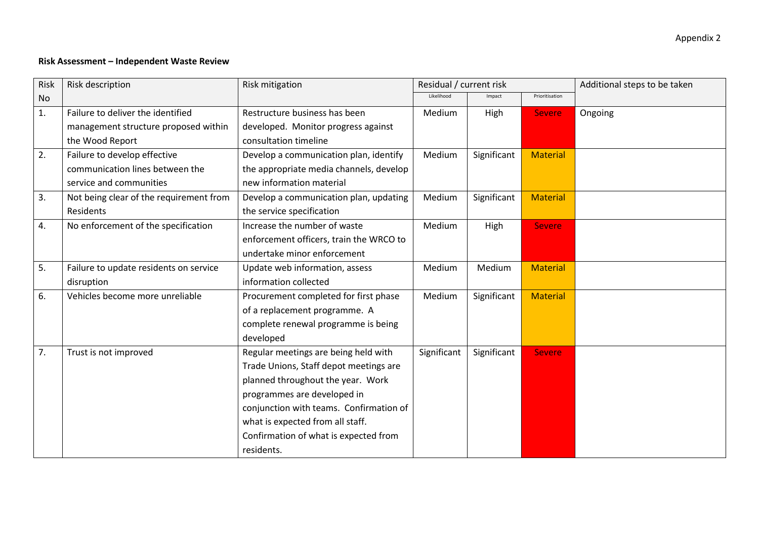Appendix 2

**Risk Assessment – Independent Waste Review**

| Risk No | Risk description | Risk mitigation | Residual / current risk | | | Additional steps to be taken |
|---|---|---|---|---|---|---|
| | | | Likelihood | Impact | Prioritisation | |
| 1. | Failure to deliver the identified management structure proposed within the Wood Report | Restructure business has been developed. Monitor progress against consultation timeline | Medium | High | Severe | Ongoing |
| 2. | Failure to develop effective communication lines between the service and communities | Develop a communication plan, identify the appropriate media channels, develop new information material | Medium | Significant | Material | |
| 3. | Not being clear of the requirement from Residents | Develop a communication plan, updating the service specification | Medium | Significant | Material | |
| 4. | No enforcement of the specification | Increase the number of waste enforcement officers, train the WRCO to undertake minor enforcement | Medium | High | Severe | |
| 5. | Failure to update residents on service disruption | Update web information, assess information collected | Medium | Medium | Material | |
| 6. | Vehicles become more unreliable | Procurement completed for first phase of a replacement programme. A complete renewal programme is being developed | Medium | Significant | Material | |
| 7. | Trust is not improved | Regular meetings are being held with Trade Unions, Staff depot meetings are planned throughout the year. Work programmes are developed in conjunction with teams. Confirmation of what is expected from all staff. Confirmation of what is expected from residents. | Significant | Significant | Severe | |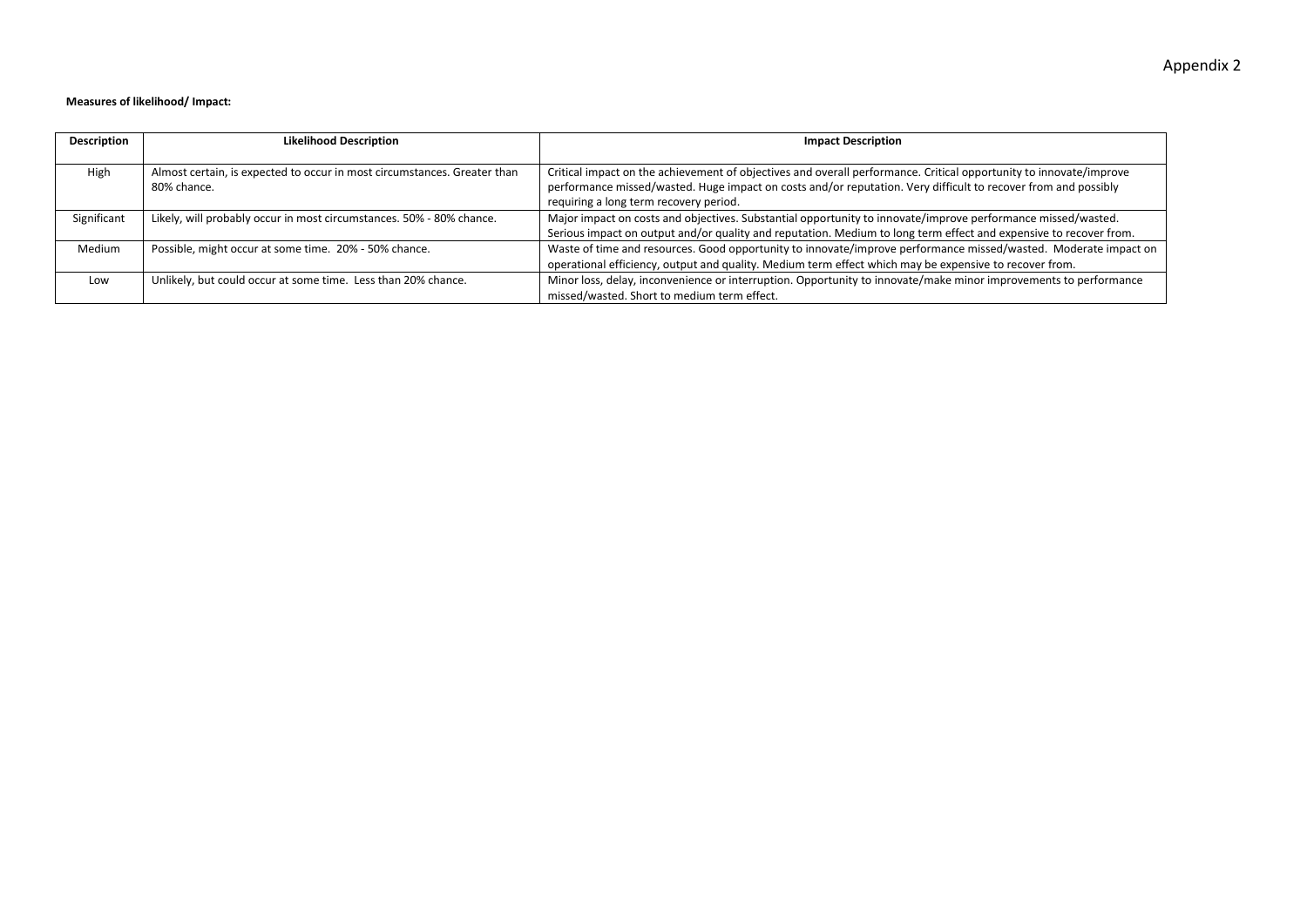Appendix 2

**Measures of likelihood/ Impact:**

| Description | Likelihood Description | Impact Description |
|---|---|---|
| High | Almost certain, is expected to occur in most circumstances. Greater than 80% chance. | Critical impact on the achievement of objectives and overall performance. Critical opportunity to innovate/improve performance missed/wasted. Huge impact on costs and/or reputation. Very difficult to recover from and possibly requiring a long term recovery period. |
| Significant | Likely, will probably occur in most circumstances. 50% - 80% chance. | Major impact on costs and objectives. Substantial opportunity to innovate/improve performance missed/wasted. Serious impact on output and/or quality and reputation. Medium to long term effect and expensive to recover from. |
| Medium | Possible, might occur at some time. 20% - 50% chance. | Waste of time and resources. Good opportunity to innovate/improve performance missed/wasted. Moderate impact on operational efficiency, output and quality. Medium term effect which may be expensive to recover from. |
| Low | Unlikely, but could occur at some time. Less than 20% chance. | Minor loss, delay, inconvenience or interruption. Opportunity to innovate/make minor improvements to performance missed/wasted. Short to medium term effect. |